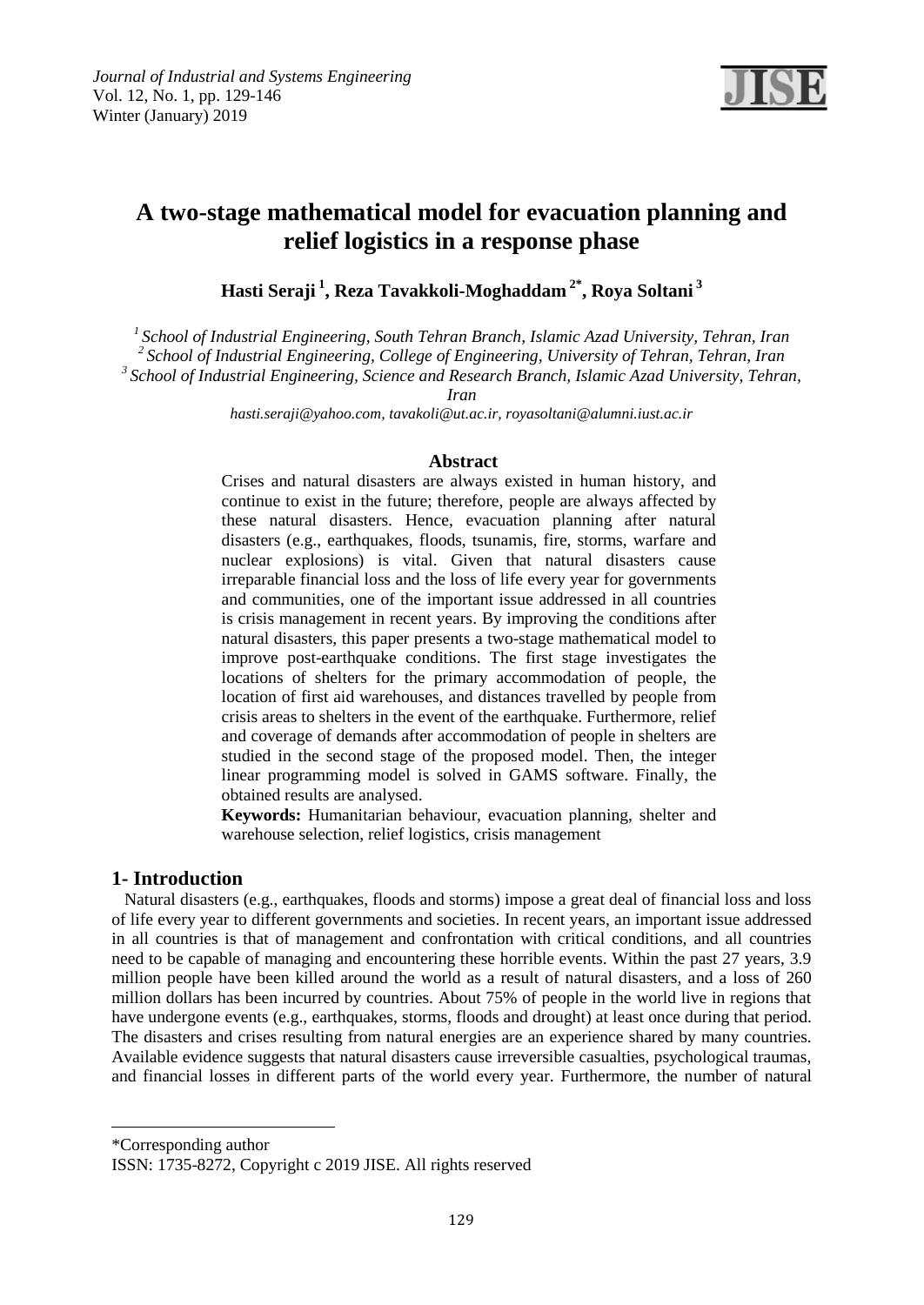# A two-stage mathematical model for evacuation planning and relief logistics in a response phase

**Hasti Seraji [1], Reza Tavakkoli-Moghaddam [2*], Roya Soltani [3]**

*[1] School of Industrial Engineering, South Tehran Branch, Islamic Azad University, Tehran, Iran*
*[2] School of Industrial Engineering, College of Engineering, University of Tehran, Tehran, Iran*
*[3] School of Industrial Engineering, Science and Research Branch, Islamic Azad University, Tehran, Iran*

*hasti.seraji@yahoo.com, tavakoli@ut.ac.ir, royasoltani@alumni.iust.ac.ir*

## Abstract

Crises and natural disasters are always existed in human history, and continue to exist in the future; therefore, people are always affected by these natural disasters. Hence, evacuation planning after natural disasters (e.g., earthquakes, floods, tsunamis, fire, storms, warfare and nuclear explosions) is vital. Given that natural disasters cause irreparable financial loss and the loss of life every year for governments and communities, one of the important issue addressed in all countries is crisis management in recent years. By improving the conditions after natural disasters, this paper presents a two-stage mathematical model to improve post-earthquake conditions. The first stage investigates the locations of shelters for the primary accommodation of people, the location of first aid warehouses, and distances travelled by people from crisis areas to shelters in the event of the earthquake. Furthermore, relief and coverage of demands after accommodation of people in shelters are studied in the second stage of the proposed model. Then, the integer linear programming model is solved in GAMS software. Finally, the obtained results are analysed.

**Keywords:** Humanitarian behaviour, evacuation planning, shelter and warehouse selection, relief logistics, crisis management

## 1- Introduction

Natural disasters (e.g., earthquakes, floods and storms) impose a great deal of financial loss and loss of life every year to different governments and societies. In recent years, an important issue addressed in all countries is that of management and confrontation with critical conditions, and all countries need to be capable of managing and encountering these horrible events. Within the past 27 years, 3.9 million people have been killed around the world as a result of natural disasters, and a loss of 260 million dollars has been incurred by countries. About 75% of people in the world live in regions that have undergone events (e.g., earthquakes, storms, floods and drought) at least once during that period. The disasters and crises resulting from natural energies are an experience shared by many countries. Available evidence suggests that natural disasters cause irreversible casualties, psychological traumas, and financial losses in different parts of the world every year. Furthermore, the number of natural

---

*Corresponding author

ISSN: 1735-8272, Copyright c 2019 JISE. All rights reserved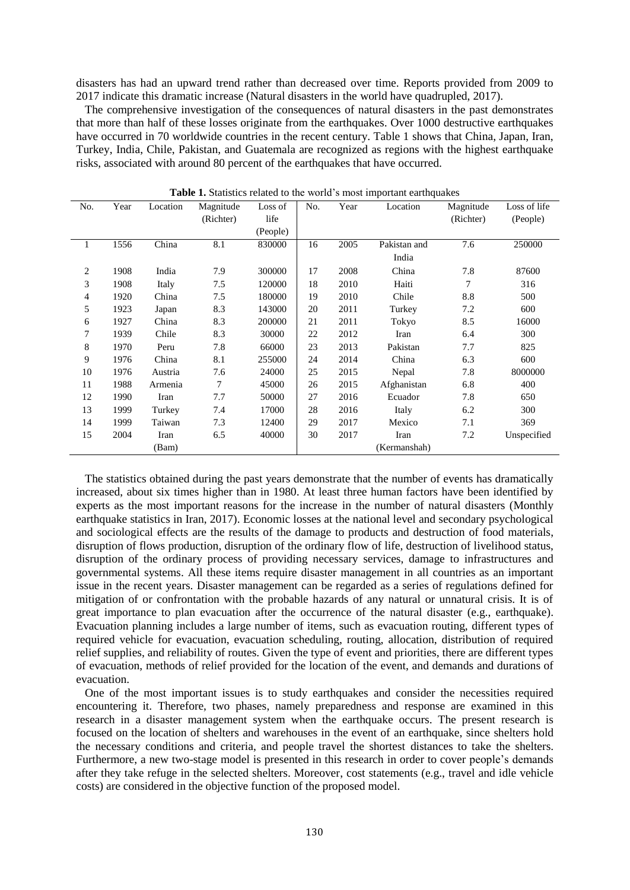disasters has had an upward trend rather than decreased over time. Reports provided from 2009 to 2017 indicate this dramatic increase (Natural disasters in the world have quadrupled, 2017).

The comprehensive investigation of the consequences of natural disasters in the past demonstrates that more than half of these losses originate from the earthquakes. Over 1000 destructive earthquakes have occurred in 70 worldwide countries in the recent century. Table 1 shows that China, Japan, Iran, Turkey, India, Chile, Pakistan, and Guatemala are recognized as regions with the highest earthquake risks, associated with around 80 percent of the earthquakes that have occurred.

**Table 1.** Statistics related to the world's most important earthquakes

| No. | Year | Location | Magnitude (Richter) | Loss of life (People) | No. | Year | Location | Magnitude (Richter) | Loss of life (People) |
|---|---|---|---|---|---|---|---|---|---|
| 1 | 1556 | China | 8.1 | 830000 | 16 | 2005 | Pakistan and India | 7.6 | 250000 |
| 2 | 1908 | India | 7.9 | 300000 | 17 | 2008 | China | 7.8 | 87600 |
| 3 | 1908 | Italy | 7.5 | 120000 | 18 | 2010 | Haiti | 7 | 316 |
| 4 | 1920 | China | 7.5 | 180000 | 19 | 2010 | Chile | 8.8 | 500 |
| 5 | 1923 | Japan | 8.3 | 143000 | 20 | 2011 | Turkey | 7.2 | 600 |
| 6 | 1927 | China | 8.3 | 200000 | 21 | 2011 | Tokyo | 8.5 | 16000 |
| 7 | 1939 | Chile | 8.3 | 30000 | 22 | 2012 | Iran | 6.4 | 300 |
| 8 | 1970 | Peru | 7.8 | 66000 | 23 | 2013 | Pakistan | 7.7 | 825 |
| 9 | 1976 | China | 8.1 | 255000 | 24 | 2014 | China | 6.3 | 600 |
| 10 | 1976 | Austria | 7.6 | 24000 | 25 | 2015 | Nepal | 7.8 | 8000000 |
| 11 | 1988 | Armenia | 7 | 45000 | 26 | 2015 | Afghanistan | 6.8 | 400 |
| 12 | 1990 | Iran | 7.7 | 50000 | 27 | 2016 | Ecuador | 7.8 | 650 |
| 13 | 1999 | Turkey | 7.4 | 17000 | 28 | 2016 | Italy | 6.2 | 300 |
| 14 | 1999 | Taiwan | 7.3 | 12400 | 29 | 2017 | Mexico | 7.1 | 369 |
| 15 | 2004 | Iran (Bam) | 6.5 | 40000 | 30 | 2017 | Iran (Kermanshah) | 7.2 | Unspecified |

The statistics obtained during the past years demonstrate that the number of events has dramatically increased, about six times higher than in 1980. At least three human factors have been identified by experts as the most important reasons for the increase in the number of natural disasters (Monthly earthquake statistics in Iran, 2017). Economic losses at the national level and secondary psychological and sociological effects are the results of the damage to products and destruction of food materials, disruption of flows production, disruption of the ordinary flow of life, destruction of livelihood status, disruption of the ordinary process of providing necessary services, damage to infrastructures and governmental systems. All these items require disaster management in all countries as an important issue in the recent years. Disaster management can be regarded as a series of regulations defined for mitigation of or confrontation with the probable hazards of any natural or unnatural crisis. It is of great importance to plan evacuation after the occurrence of the natural disaster (e.g., earthquake). Evacuation planning includes a large number of items, such as evacuation routing, different types of required vehicle for evacuation, evacuation scheduling, routing, allocation, distribution of required relief supplies, and reliability of routes. Given the type of event and priorities, there are different types of evacuation, methods of relief provided for the location of the event, and demands and durations of evacuation.

One of the most important issues is to study earthquakes and consider the necessities required encountering it. Therefore, two phases, namely preparedness and response are examined in this research in a disaster management system when the earthquake occurs. The present research is focused on the location of shelters and warehouses in the event of an earthquake, since shelters hold the necessary conditions and criteria, and people travel the shortest distances to take the shelters. Furthermore, a new two-stage model is presented in this research in order to cover people's demands after they take refuge in the selected shelters. Moreover, cost statements (e.g., travel and idle vehicle costs) are considered in the objective function of the proposed model.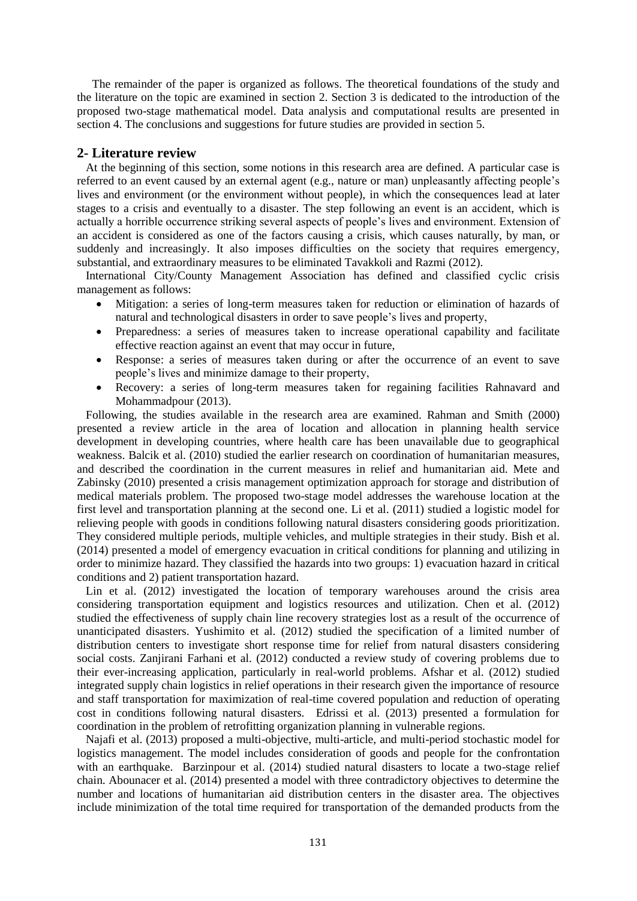The remainder of the paper is organized as follows. The theoretical foundations of the study and the literature on the topic are examined in section 2. Section 3 is dedicated to the introduction of the proposed two-stage mathematical model. Data analysis and computational results are presented in section 4. The conclusions and suggestions for future studies are provided in section 5.

## 2- Literature review

At the beginning of this section, some notions in this research area are defined. A particular case is referred to an event caused by an external agent (e.g., nature or man) unpleasantly affecting people's lives and environment (or the environment without people), in which the consequences lead at later stages to a crisis and eventually to a disaster. The step following an event is an accident, which is actually a horrible occurrence striking several aspects of people's lives and environment. Extension of an accident is considered as one of the factors causing a crisis, which causes naturally, by man, or suddenly and increasingly. It also imposes difficulties on the society that requires emergency, substantial, and extraordinary measures to be eliminated Tavakkoli and Razmi (2012).

International City/County Management Association has defined and classified cyclic crisis management as follows:

- Mitigation: a series of long-term measures taken for reduction or elimination of hazards of natural and technological disasters in order to save people's lives and property,
- Preparedness: a series of measures taken to increase operational capability and facilitate effective reaction against an event that may occur in future,
- Response: a series of measures taken during or after the occurrence of an event to save people's lives and minimize damage to their property,
- Recovery: a series of long-term measures taken for regaining facilities Rahnavard and Mohammadpour (2013).

Following, the studies available in the research area are examined. Rahman and Smith (2000) presented a review article in the area of location and allocation in planning health service development in developing countries, where health care has been unavailable due to geographical weakness. Balcik et al. (2010) studied the earlier research on coordination of humanitarian measures, and described the coordination in the current measures in relief and humanitarian aid. Mete and Zabinsky (2010) presented a crisis management optimization approach for storage and distribution of medical materials problem. The proposed two-stage model addresses the warehouse location at the first level and transportation planning at the second one. Li et al. (2011) studied a logistic model for relieving people with goods in conditions following natural disasters considering goods prioritization. They considered multiple periods, multiple vehicles, and multiple strategies in their study. Bish et al. (2014) presented a model of emergency evacuation in critical conditions for planning and utilizing in order to minimize hazard. They classified the hazards into two groups: 1) evacuation hazard in critical conditions and 2) patient transportation hazard.

Lin et al. (2012) investigated the location of temporary warehouses around the crisis area considering transportation equipment and logistics resources and utilization. Chen et al. (2012) studied the effectiveness of supply chain line recovery strategies lost as a result of the occurrence of unanticipated disasters. Yushimito et al. (2012) studied the specification of a limited number of distribution centers to investigate short response time for relief from natural disasters considering social costs. Zanjirani Farhani et al. (2012) conducted a review study of covering problems due to their ever-increasing application, particularly in real-world problems. Afshar et al. (2012) studied integrated supply chain logistics in relief operations in their research given the importance of resource and staff transportation for maximization of real-time covered population and reduction of operating cost in conditions following natural disasters. Edrissi et al. (2013) presented a formulation for coordination in the problem of retrofitting organization planning in vulnerable regions.

Najafi et al. (2013) proposed a multi-objective, multi-article, and multi-period stochastic model for logistics management. The model includes consideration of goods and people for the confrontation with an earthquake. Barzinpour et al. (2014) studied natural disasters to locate a two-stage relief chain. Abounacer et al. (2014) presented a model with three contradictory objectives to determine the number and locations of humanitarian aid distribution centers in the disaster area. The objectives include minimization of the total time required for transportation of the demanded products from the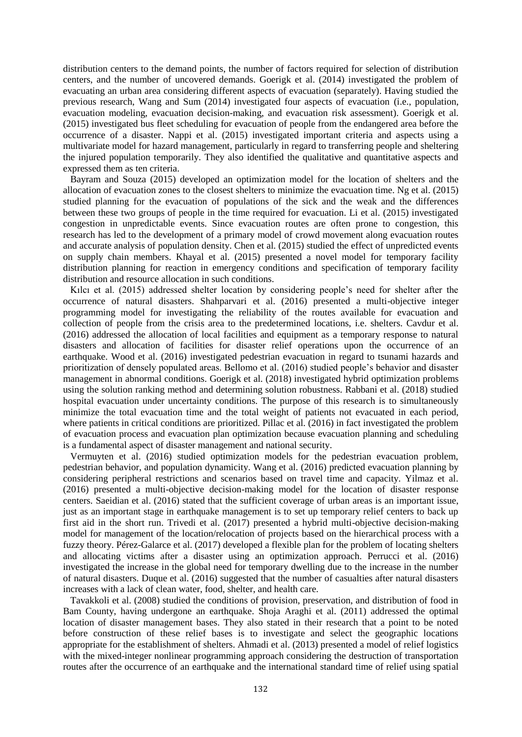distribution centers to the demand points, the number of factors required for selection of distribution centers, and the number of uncovered demands. Goerigk et al. (2014) investigated the problem of evacuating an urban area considering different aspects of evacuation (separately). Having studied the previous research, Wang and Sum (2014) investigated four aspects of evacuation (i.e., population, evacuation modeling, evacuation decision-making, and evacuation risk assessment). Goerigk et al. (2015) investigated bus fleet scheduling for evacuation of people from the endangered area before the occurrence of a disaster. Nappi et al. (2015) investigated important criteria and aspects using a multivariate model for hazard management, particularly in regard to transferring people and sheltering the injured population temporarily. They also identified the qualitative and quantitative aspects and expressed them as ten criteria.

Bayram and Souza (2015) developed an optimization model for the location of shelters and the allocation of evacuation zones to the closest shelters to minimize the evacuation time. Ng et al. (2015) studied planning for the evacuation of populations of the sick and the weak and the differences between these two groups of people in the time required for evacuation. Li et al. (2015) investigated congestion in unpredictable events. Since evacuation routes are often prone to congestion, this research has led to the development of a primary model of crowd movement along evacuation routes and accurate analysis of population density. Chen et al. (2015) studied the effect of unpredicted events on supply chain members. Khayal et al. (2015) presented a novel model for temporary facility distribution planning for reaction in emergency conditions and specification of temporary facility distribution and resource allocation in such conditions.

Kılcı et al. (2015) addressed shelter location by considering people's need for shelter after the occurrence of natural disasters. Shahparvari et al. (2016) presented a multi-objective integer programming model for investigating the reliability of the routes available for evacuation and collection of people from the crisis area to the predetermined locations, i.e. shelters. Cavdur et al. (2016) addressed the allocation of local facilities and equipment as a temporary response to natural disasters and allocation of facilities for disaster relief operations upon the occurrence of an earthquake. Wood et al. (2016) investigated pedestrian evacuation in regard to tsunami hazards and prioritization of densely populated areas. Bellomo et al. (2016) studied people's behavior and disaster management in abnormal conditions. Goerigk et al. (2018) investigated hybrid optimization problems using the solution ranking method and determining solution robustness. Rabbani et al. (2018) studied hospital evacuation under uncertainty conditions. The purpose of this research is to simultaneously minimize the total evacuation time and the total weight of patients not evacuated in each period, where patients in critical conditions are prioritized. Pillac et al. (2016) in fact investigated the problem of evacuation process and evacuation plan optimization because evacuation planning and scheduling is a fundamental aspect of disaster management and national security.

Vermuyten et al. (2016) studied optimization models for the pedestrian evacuation problem, pedestrian behavior, and population dynamicity. Wang et al. (2016) predicted evacuation planning by considering peripheral restrictions and scenarios based on travel time and capacity. Yilmaz et al. (2016) presented a multi-objective decision-making model for the location of disaster response centers. Saeidian et al. (2016) stated that the sufficient coverage of urban areas is an important issue, just as an important stage in earthquake management is to set up temporary relief centers to back up first aid in the short run. Trivedi et al. (2017) presented a hybrid multi-objective decision-making model for management of the location/relocation of projects based on the hierarchical process with a fuzzy theory. Pérez-Galarce et al. (2017) developed a flexible plan for the problem of locating shelters and allocating victims after a disaster using an optimization approach. Perrucci et al. (2016) investigated the increase in the global need for temporary dwelling due to the increase in the number of natural disasters. Duque et al. (2016) suggested that the number of casualties after natural disasters increases with a lack of clean water, food, shelter, and health care.

Tavakkoli et al. (2008) studied the conditions of provision, preservation, and distribution of food in Bam County, having undergone an earthquake. Shoja Araghi et al. (2011) addressed the optimal location of disaster management bases. They also stated in their research that a point to be noted before construction of these relief bases is to investigate and select the geographic locations appropriate for the establishment of shelters. Ahmadi et al. (2013) presented a model of relief logistics with the mixed-integer nonlinear programming approach considering the destruction of transportation routes after the occurrence of an earthquake and the international standard time of relief using spatial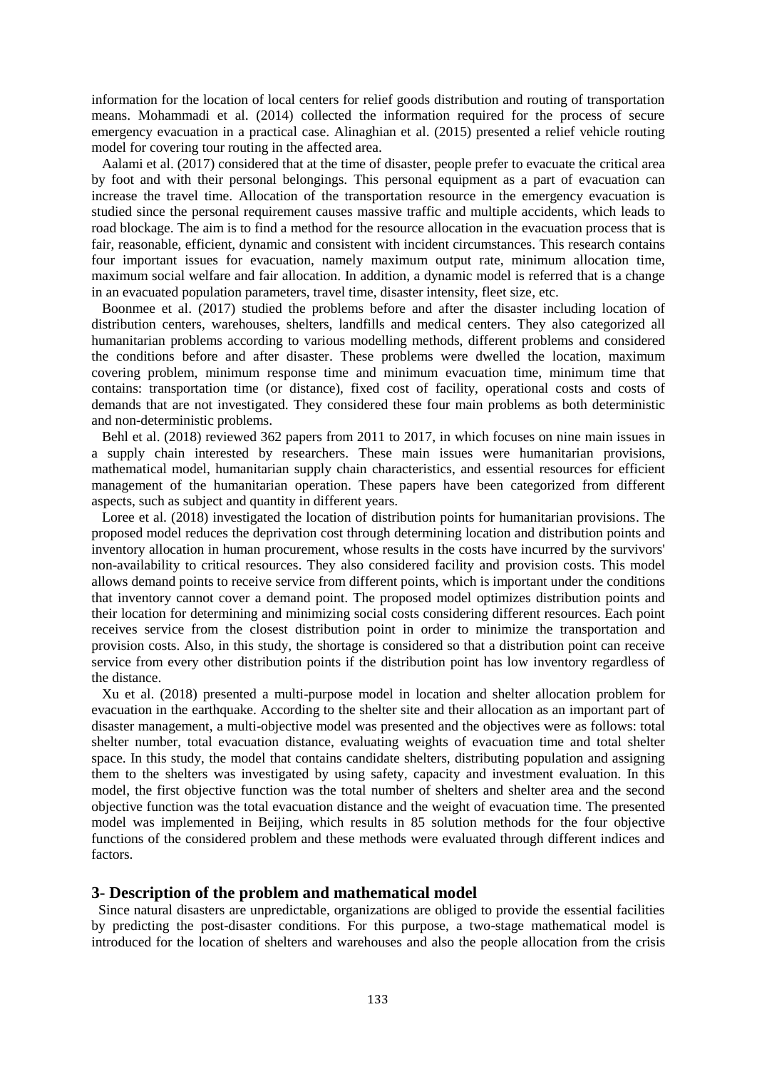information for the location of local centers for relief goods distribution and routing of transportation means. Mohammadi et al. (2014) collected the information required for the process of secure emergency evacuation in a practical case. Alinaghian et al. (2015) presented a relief vehicle routing model for covering tour routing in the affected area.

Aalami et al. (2017) considered that at the time of disaster, people prefer to evacuate the critical area by foot and with their personal belongings. This personal equipment as a part of evacuation can increase the travel time. Allocation of the transportation resource in the emergency evacuation is studied since the personal requirement causes massive traffic and multiple accidents, which leads to road blockage. The aim is to find a method for the resource allocation in the evacuation process that is fair, reasonable, efficient, dynamic and consistent with incident circumstances. This research contains four important issues for evacuation, namely maximum output rate, minimum allocation time, maximum social welfare and fair allocation. In addition, a dynamic model is referred that is a change in an evacuated population parameters, travel time, disaster intensity, fleet size, etc.

Boonmee et al. (2017) studied the problems before and after the disaster including location of distribution centers, warehouses, shelters, landfills and medical centers. They also categorized all humanitarian problems according to various modelling methods, different problems and considered the conditions before and after disaster. These problems were dwelled the location, maximum covering problem, minimum response time and minimum evacuation time, minimum time that contains: transportation time (or distance), fixed cost of facility, operational costs and costs of demands that are not investigated. They considered these four main problems as both deterministic and non-deterministic problems.

Behl et al. (2018) reviewed 362 papers from 2011 to 2017, in which focuses on nine main issues in a supply chain interested by researchers. These main issues were humanitarian provisions, mathematical model, humanitarian supply chain characteristics, and essential resources for efficient management of the humanitarian operation. These papers have been categorized from different aspects, such as subject and quantity in different years.

Loree et al. (2018) investigated the location of distribution points for humanitarian provisions. The proposed model reduces the deprivation cost through determining location and distribution points and inventory allocation in human procurement, whose results in the costs have incurred by the survivors' non-availability to critical resources. They also considered facility and provision costs. This model allows demand points to receive service from different points, which is important under the conditions that inventory cannot cover a demand point. The proposed model optimizes distribution points and their location for determining and minimizing social costs considering different resources. Each point receives service from the closest distribution point in order to minimize the transportation and provision costs. Also, in this study, the shortage is considered so that a distribution point can receive service from every other distribution points if the distribution point has low inventory regardless of the distance.

Xu et al. (2018) presented a multi-purpose model in location and shelter allocation problem for evacuation in the earthquake. According to the shelter site and their allocation as an important part of disaster management, a multi-objective model was presented and the objectives were as follows: total shelter number, total evacuation distance, evaluating weights of evacuation time and total shelter space. In this study, the model that contains candidate shelters, distributing population and assigning them to the shelters was investigated by using safety, capacity and investment evaluation. In this model, the first objective function was the total number of shelters and shelter area and the second objective function was the total evacuation distance and the weight of evacuation time. The presented model was implemented in Beijing, which results in 85 solution methods for the four objective functions of the considered problem and these methods were evaluated through different indices and factors.

## 3- Description of the problem and mathematical model

Since natural disasters are unpredictable, organizations are obliged to provide the essential facilities by predicting the post-disaster conditions. For this purpose, a two-stage mathematical model is introduced for the location of shelters and warehouses and also the people allocation from the crisis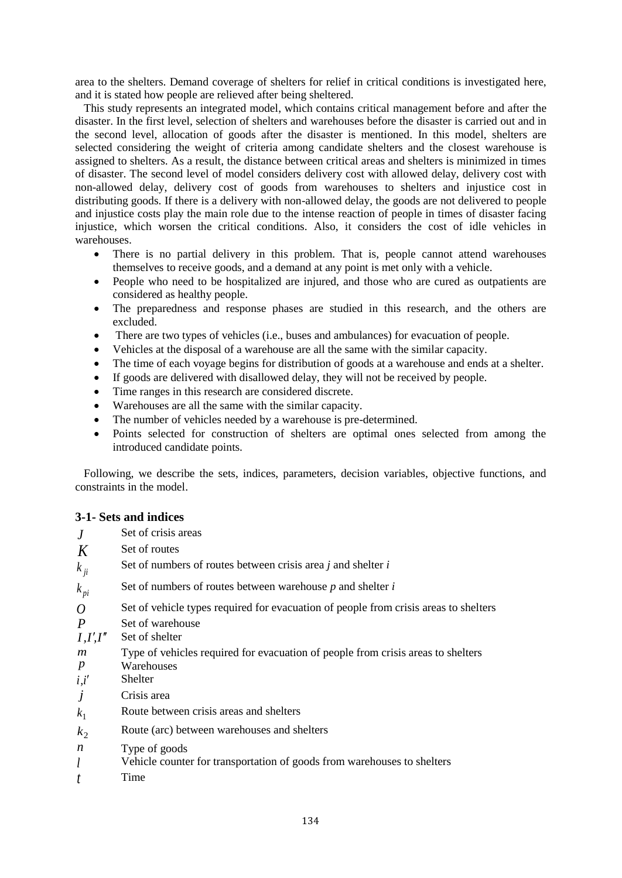area to the shelters. Demand coverage of shelters for relief in critical conditions is investigated here, and it is stated how people are relieved after being sheltered.

This study represents an integrated model, which contains critical management before and after the disaster. In the first level, selection of shelters and warehouses before the disaster is carried out and in the second level, allocation of goods after the disaster is mentioned. In this model, shelters are selected considering the weight of criteria among candidate shelters and the closest warehouse is assigned to shelters. As a result, the distance between critical areas and shelters is minimized in times of disaster. The second level of model considers delivery cost with allowed delay, delivery cost with non-allowed delay, delivery cost of goods from warehouses to shelters and injustice cost in distributing goods. If there is a delivery with non-allowed delay, the goods are not delivered to people and injustice costs play the main role due to the intense reaction of people in times of disaster facing injustice, which worsen the critical conditions. Also, it considers the cost of idle vehicles in warehouses.

- There is no partial delivery in this problem. That is, people cannot attend warehouses themselves to receive goods, and a demand at any point is met only with a vehicle.
- People who need to be hospitalized are injured, and those who are cured as outpatients are considered as healthy people.
- The preparedness and response phases are studied in this research, and the others are excluded.
- There are two types of vehicles (i.e., buses and ambulances) for evacuation of people.
- Vehicles at the disposal of a warehouse are all the same with the similar capacity.
- The time of each voyage begins for distribution of goods at a warehouse and ends at a shelter.
- If goods are delivered with disallowed delay, they will not be received by people.
- Time ranges in this research are considered discrete.
- Warehouses are all the same with the similar capacity.
- The number of vehicles needed by a warehouse is pre-determined.
- Points selected for construction of shelters are optimal ones selected from among the introduced candidate points.

Following, we describe the sets, indices, parameters, decision variables, objective functions, and constraints in the model.

### 3-1- Sets and indices

| | |
|---|---|
| $J$ | Set of crisis areas |
| $K$ | Set of routes |
| $k_{ji}$ | Set of numbers of routes between crisis area *j* and shelter *i* |
| $k_{pi}$ | Set of numbers of routes between warehouse *p* and shelter *i* |
| $O$ | Set of vehicle types required for evacuation of people from crisis areas to shelters |
| $P$ | Set of warehouse |
| $I, I', I''$ | Set of shelter |
| $m$ | Type of vehicles required for evacuation of people from crisis areas to shelters |
| $p$ | Warehouses |
| $i, i'$ | Shelter |
| $j$ | Crisis area |
| $k_1$ | Route between crisis areas and shelters |
| $k_2$ | Route (arc) between warehouses and shelters |
| $n$ | Type of goods |
| $l$ | Vehicle counter for transportation of goods from warehouses to shelters |
| $t$ | Time |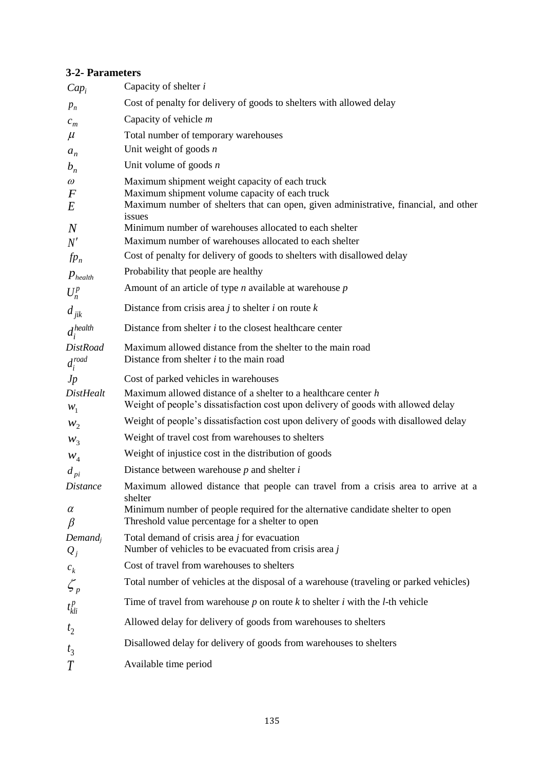### 3-2- Parameters

| | |
|---|---|
| $Cap_i$ | Capacity of shelter *i* |
| $p_n$ | Cost of penalty for delivery of goods to shelters with allowed delay |
| $c_m$ | Capacity of vehicle *m* |
| $\mu$ | Total number of temporary warehouses |
| $a_n$ | Unit weight of goods *n* |
| $b_n$ | Unit volume of goods *n* |
| $\omega$ | Maximum shipment weight capacity of each truck |
| $F$ | Maximum shipment volume capacity of each truck |
| $E$ | Maximum number of shelters that can open, given administrative, financial, and other issues |
| $N$ | Minimum number of warehouses allocated to each shelter |
| $N'$ | Maximum number of warehouses allocated to each shelter |
| $fp_n$ | Cost of penalty for delivery of goods to shelters with disallowed delay |
| $p_{health}$ | Probability that people are healthy |
| $U_n^p$ | Amount of an article of type *n* available at warehouse *p* |
| $d_{jik}$ | Distance from crisis area *j* to shelter *i* on route *k* |
| $d_i^{health}$ | Distance from shelter *i* to the closest healthcare center |
| $DistRoad$ | Maximum allowed distance from the shelter to the main road |
| $d_i^{road}$ | Distance from shelter *i* to the main road |
| $Jp$ | Cost of parked vehicles in warehouses |
| $DistHealt$ | Maximum allowed distance of a shelter to a healthcare center *h* |
| $w_1$ | Weight of people's dissatisfaction cost upon delivery of goods with allowed delay |
| $w_2$ | Weight of people's dissatisfaction cost upon delivery of goods with disallowed delay |
| $w_3$ | Weight of travel cost from warehouses to shelters |
| $w_4$ | Weight of injustice cost in the distribution of goods |
| $d_{pi}$ | Distance between warehouse *p* and shelter *i* |
| $Distance$ | Maximum allowed distance that people can travel from a crisis area to arrive at a shelter |
| $\alpha$ | Minimum number of people required for the alternative candidate shelter to open |
| $\beta$ | Threshold value percentage for a shelter to open |
| $Demand_j$ | Total demand of crisis area *j* for evacuation |
| $Q_j$ | Number of vehicles to be evacuated from crisis area *j* |
| $c_k$ | Cost of travel from warehouses to shelters |
| $\zeta_p$ | Total number of vehicles at the disposal of a warehouse (traveling or parked vehicles) |
| $t_{kli}^p$ | Time of travel from warehouse *p* on route *k* to shelter *i* with the *l*-th vehicle |
| $t_2$ | Allowed delay for delivery of goods from warehouses to shelters |
| $t_3$ | Disallowed delay for delivery of goods from warehouses to shelters |
| $T$ | Available time period |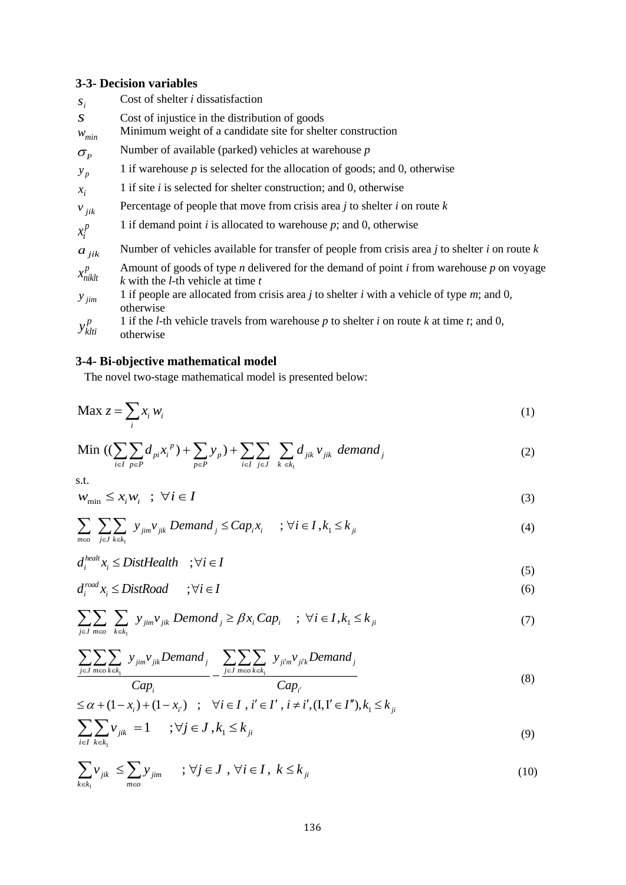### 3-3- Decision variables

| | |
|---|---|
| $s_i$ | Cost of shelter *i* dissatisfaction |
| $S$ | Cost of injustice in the distribution of goods |
| $w_{min}$ | Minimum weight of a candidate site for shelter construction |
| $\sigma_P$ | Number of available (parked) vehicles at warehouse *p* |
| $y_p$ | 1 if warehouse *p* is selected for the allocation of goods; and 0, otherwise |
| $x_i$ | 1 if site *i* is selected for shelter construction; and 0, otherwise |
| $v_{jik}$ | Percentage of people that move from crisis area *j* to shelter *i* on route *k* |
| $x_i^p$ | 1 if demand point *i* is allocated to warehouse *p*; and 0, otherwise |
| $a_{jik}$ | Number of vehicles available for transfer of people from crisis area *j* to shelter *i* on route *k* |
| $x_{niklt}^p$ | Amount of goods of type *n* delivered for the demand of point *i* from warehouse *p* on voyage *k* with the *l*-th vehicle at time *t* |
| $y_{jim}$ | 1 if people are allocated from crisis area *j* to shelter *i* with a vehicle of type *m*; and 0, otherwise |
| $y_{klti}^p$ | 1 if the *l*-th vehicle travels from warehouse *p* to shelter *i* on route *k* at time *t*; and 0, otherwise |

### 3-4- Bi-objective mathematical model

The novel two-stage mathematical model is presented below:

$$\text{Max } z = \sum_i x_i w_i \tag{1}$$

$$\text{Min } \left( \left( \sum_{i \in I} \sum_{p \in P} d_{pi} x_i^{\,p} \right) + \sum_{p \in P} y_p \right) + \sum_{i \in I} \sum_{j \in J} \sum_{k \in k_1} d_{jik} v_{jik} \; demand_j \tag{2}$$

s.t.

$$w_{\min} \le x_i w_i \quad ; \; \forall i \in I \tag{3}$$

$$\sum_{m \in o} \sum_{j \in J} \sum_{k \in k_1} y_{jim} v_{jik} \; Demand_j \le Cap_i x_i \quad ; \forall i \in I, k_1 \le k_{ji} \tag{4}$$

$$d_i^{healt} x_i \le DistHealth \quad ; \forall i \in I \tag{5}$$

$$d_i^{road} x_i \le DistRoad \quad ; \forall i \in I \tag{6}$$

$$\sum_{j \in J} \sum_{m \in o} \sum_{k \in k_1} y_{jim} v_{jik} \; Demond_j \ge \beta x_i \, Cap_i \quad ; \; \forall i \in I, k_1 \le k_{ji} \tag{7}$$

$$\frac{\sum_{j \in J} \sum_{m \in o} \sum_{k \in k_1} y_{jim} v_{jik} Demand_j}{Cap_i} - \frac{\sum_{j \in J} \sum_{m \in o} \sum_{k \in k_1} y_{ji'm} v_{ji'k} Demand_j}{Cap_{i'}} \le \alpha + (1 - x_i) + (1 - x_{i'}) \quad ; \quad \forall i \in I, \, i' \in I', \, i \ne i', (\mathrm{I}, \mathrm{I}' \in I''), k_1 \le k_{ji} \tag{8}$$

$$\sum_{i \in I} \sum_{k \in k_1} v_{jik} = 1 \quad ; \forall j \in J, k_1 \le k_{ji} \tag{9}$$

$$\sum_{k \in k_1} v_{jik} \le \sum_{m \in o} y_{jim} \quad ; \forall j \in J, \; \forall i \in I, \; k \le k_{ji} \tag{10}$$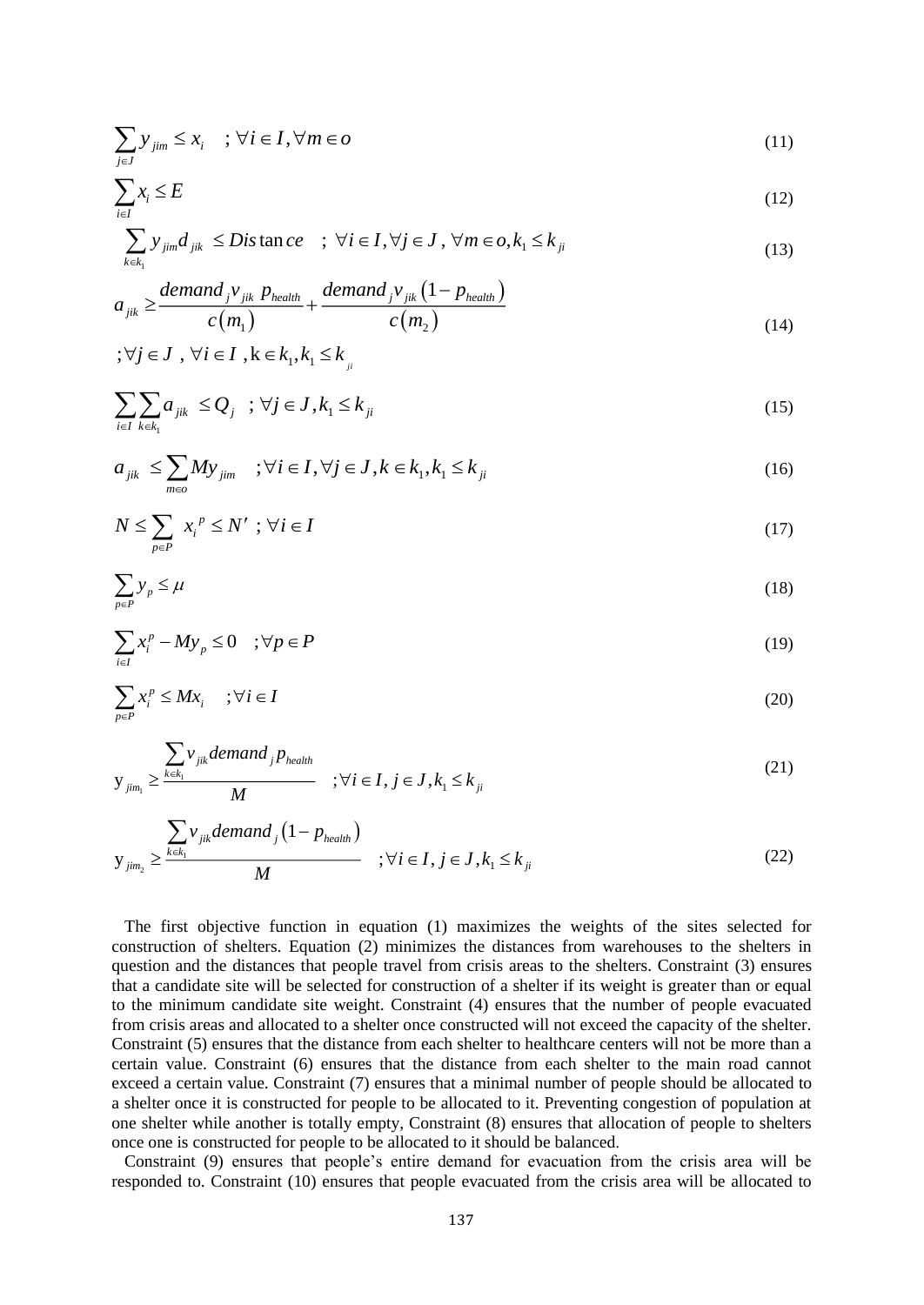$$\sum_{j \in J} y_{jim} \leq x_i \quad ; \forall i \in I, \forall m \in o \tag{11}$$

$$\sum_{i \in I} x_i \leq E \tag{12}$$

$$\sum_{k \in k_1} y_{jim} d_{jik} \leq Distance \quad ; \forall i \in I, \forall j \in J, \forall m \in o, k_1 \leq k_{ji} \tag{13}$$

$$a_{jik} \geq \frac{demand_j v_{jik} \, p_{health}}{c(m_1)} + \frac{demand_j v_{jik} \left(1 - p_{health}\right)}{c(m_2)} \tag{14}$$

$$; \forall j \in J, \forall i \in I, k \in k_1, k_1 \leq k_{ji}$$

$$\sum_{i \in I} \sum_{k \in k_1} a_{jik} \leq Q_j \quad ; \forall j \in J, k_1 \leq k_{ji} \tag{15}$$

$$a_{jik} \leq \sum_{m \in o} M y_{jim} \quad ; \forall i \in I, \forall j \in J, k \in k_1, k_1 \leq k_{ji} \tag{16}$$

$$N \leq \sum_{p \in P} x_i^{\,p} \leq N' \; ; \forall i \in I \tag{17}$$

$$\sum_{p \in P} y_p \leq \mu \tag{18}$$

$$\sum_{i \in I} x_i^p - M y_p \leq 0 \quad ; \forall p \in P \tag{19}$$

$$\sum_{p \in P} x_i^p \leq M x_i \quad ; \forall i \in I \tag{20}$$

$$\mathrm{y}_{jim_1} \geq \frac{\sum_{k \in k_1} v_{jik} demand_j p_{health}}{M} \quad ; \forall i \in I, j \in J, k_1 \leq k_{ji} \tag{21}$$

$$\mathrm{y}_{jim_2} \geq \frac{\sum_{k \in k_1} v_{jik} demand_j \left(1 - p_{health}\right)}{M} \quad ; \forall i \in I, j \in J, k_1 \leq k_{ji} \tag{22}$$

The first objective function in equation (1) maximizes the weights of the sites selected for construction of shelters. Equation (2) minimizes the distances from warehouses to the shelters in question and the distances that people travel from crisis areas to the shelters. Constraint (3) ensures that a candidate site will be selected for construction of a shelter if its weight is greater than or equal to the minimum candidate site weight. Constraint (4) ensures that the number of people evacuated from crisis areas and allocated to a shelter once constructed will not exceed the capacity of the shelter. Constraint (5) ensures that the distance from each shelter to healthcare centers will not be more than a certain value. Constraint (6) ensures that the distance from each shelter to the main road cannot exceed a certain value. Constraint (7) ensures that a minimal number of people should be allocated to a shelter once it is constructed for people to be allocated to it. Preventing congestion of population at one shelter while another is totally empty, Constraint (8) ensures that allocation of people to shelters once one is constructed for people to be allocated to it should be balanced.

Constraint (9) ensures that people's entire demand for evacuation from the crisis area will be responded to. Constraint (10) ensures that people evacuated from the crisis area will be allocated to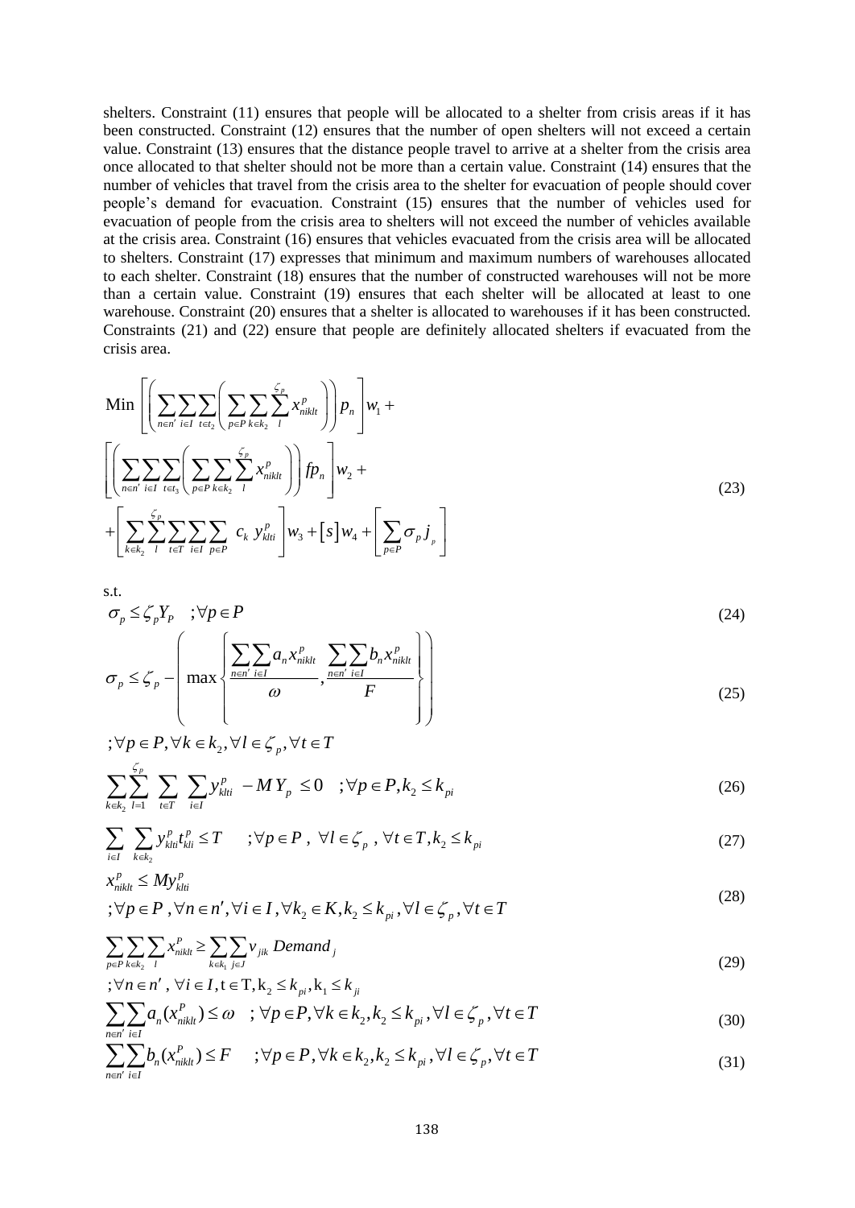shelters. Constraint (11) ensures that people will be allocated to a shelter from crisis areas if it has been constructed. Constraint (12) ensures that the number of open shelters will not exceed a certain value. Constraint (13) ensures that the distance people travel to arrive at a shelter from the crisis area once allocated to that shelter should not be more than a certain value. Constraint (14) ensures that the number of vehicles that travel from the crisis area to the shelter for evacuation of people should cover people's demand for evacuation. Constraint (15) ensures that the number of vehicles used for evacuation of people from the crisis area to shelters will not exceed the number of vehicles available at the crisis area. Constraint (16) ensures that vehicles evacuated from the crisis area will be allocated to shelters. Constraint (17) expresses that minimum and maximum numbers of warehouses allocated to each shelter. Constraint (18) ensures that the number of constructed warehouses will not be more than a certain value. Constraint (19) ensures that each shelter will be allocated at least to one warehouse. Constraint (20) ensures that a shelter is allocated to warehouses if it has been constructed. Constraints (21) and (22) ensure that people are definitely allocated shelters if evacuated from the crisis area.

$$\text{Min}\left[\left(\sum_{n\in n'}\sum_{i\in I}\sum_{t\in t_2}\left(\sum_{p\in P}\sum_{k\in k_2}\sum_{l}^{\zeta_p} x_{niklt}^{p}\right)\right)p_n\right]w_1 + \left[\left(\sum_{n\in n'}\sum_{i\in I}\sum_{t\in t_3}\left(\sum_{p\in P}\sum_{k\in k_2}\sum_{l}^{\zeta_p} x_{niklt}^{p}\right)\right)fp_n\right]w_2 + \left[\sum_{k\in k_2}\sum_{l}^{\zeta_p}\sum_{t\in T}\sum_{i\in I}\sum_{p\in P} c_k\, y_{klti}^{p}\right]w_3 + [s]w_4 + \left[\sum_{p\in P}\sigma_p j_p\right] \tag{23}$$

s.t.

$$\sigma_p \le \zeta_p Y_P \quad ;\forall p \in P \tag{24}$$

$$\sigma_p \le \zeta_p - \left(\max\left\{\frac{\sum_{n\in n'}\sum_{i\in I} a_n x_{niklt}^{p}}{\omega}, \frac{\sum_{n\in n'}\sum_{i\in I} b_n x_{niklt}^{p}}{F}\right\}\right) \tag{25}$$

$$;\forall p \in P, \forall k \in k_2, \forall l \in \zeta_p, \forall t \in T$$

$$\sum_{k\in k_2}\sum_{l=1}^{\zeta_p}\sum_{t\in T}\sum_{i\in I} y_{klti}^{p} - MY_p \le 0 \quad ;\forall p \in P, k_2 \le k_{pi} \tag{26}$$

$$\sum_{i\in I}\sum_{k\in k_2} y_{klti}^{p} t_{kli}^{p} \le T \quad ;\forall p \in P,\ \forall l \in \zeta_p,\ \forall t \in T, k_2 \le k_{pi} \tag{27}$$

$$x_{niklt}^{p} \le M y_{klti}^{p} \quad ;\forall p \in P, \forall n \in n', \forall i \in I, \forall k_2 \in K, k_2 \le k_{pi}, \forall l \in \zeta_p, \forall t \in T \tag{28}$$

$$\sum_{p\in P}\sum_{k\in k_2}\sum_{l} x_{niklt}^{P} \ge \sum_{k\in k_1}\sum_{j\in J} v_{jik}\, Demand_j \quad ;\forall n \in n',\ \forall i \in I, t \in \mathrm{T}, \mathrm{k}_2 \le k_{pi}, \mathrm{k}_1 \le k_{ji} \tag{29}$$

$$\sum_{n\in n'}\sum_{i\in I} a_n(x_{niklt}^{P}) \le \omega \quad ;\forall p \in P, \forall k \in k_2, k_2 \le k_{pi}, \forall l \in \zeta_p, \forall t \in T \tag{30}$$

$$\sum_{n\in n'}\sum_{i\in I} b_n(x_{niklt}^{P}) \le F \quad ;\forall p \in P, \forall k \in k_2, k_2 \le k_{pi}, \forall l \in \zeta_p, \forall t \in T \tag{31}$$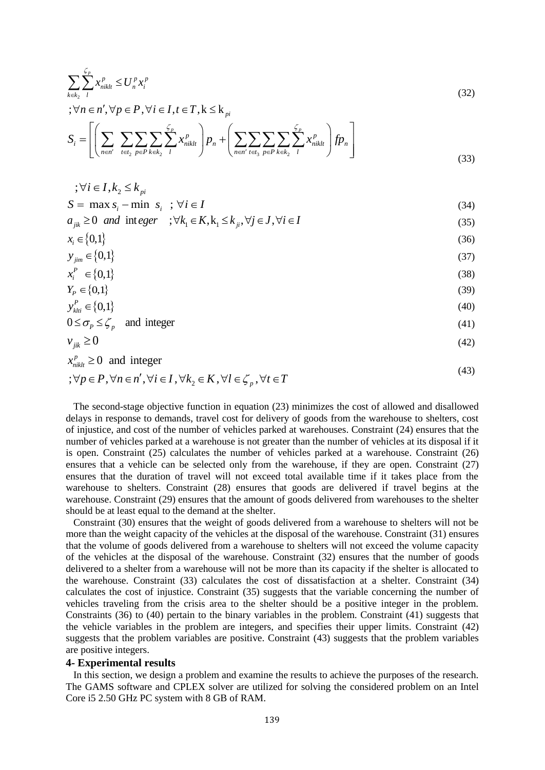$$\sum_{k \in k_2} \sum_{l}^{\zeta_p} x_{niklt}^p \leq U_n^p x_i^p \tag{32}$$
$$;\forall n \in n', \forall p \in P, \forall i \in I, t \in T, k \leq k_{pi}$$

$$S_i = \left[ \left( \sum_{n \in n'} \sum_{t \in t_2} \sum_{p \in P} \sum_{k \in k_2} \sum_{l}^{\zeta_p} x_{niklt}^p \right) p_n + \left( \sum_{n \in n'} \sum_{t \in t_3} \sum_{p \in P} \sum_{k \in k_2} \sum_{l}^{\zeta_p} x_{niklt}^p \right) fp_n \right] \tag{33}$$
$$;\forall i \in I, k_2 \leq k_{pi}$$

$$S = \max s_i - \min s_i \quad ; \forall i \in I \tag{34}$$

$$a_{jik} \geq 0 \ \ and \ \ integer \quad ;\forall k_1 \in K, k_1 \leq k_{ji}, \forall j \in J, \forall i \in I \tag{35}$$

$$x_i \in \{0,1\} \tag{36}$$

$$y_{jim} \in \{0,1\} \tag{37}$$

$$x_i^P \in \{0,1\} \tag{38}$$

$$Y_P \in \{0,1\} \tag{39}$$

$$y_{klti}^P \in \{0,1\} \tag{40}$$

$$0 \leq \sigma_P \leq \zeta_p \quad \text{and integer} \tag{41}$$

$$v_{jik} \geq 0 \tag{42}$$

$$x_{niklt}^p \geq 0 \ \ \text{and integer} \tag{43}$$
$$;\forall p \in P, \forall n \in n', \forall i \in I, \forall k_2 \in K, \forall l \in \zeta_p, \forall t \in T$$

The second-stage objective function in equation (23) minimizes the cost of allowed and disallowed delays in response to demands, travel cost for delivery of goods from the warehouse to shelters, cost of injustice, and cost of the number of vehicles parked at warehouses. Constraint (24) ensures that the number of vehicles parked at a warehouse is not greater than the number of vehicles at its disposal if it is open. Constraint (25) calculates the number of vehicles parked at a warehouse. Constraint (26) ensures that a vehicle can be selected only from the warehouse, if they are open. Constraint (27) ensures that the duration of travel will not exceed total available time if it takes place from the warehouse to shelters. Constraint (28) ensures that goods are delivered if travel begins at the warehouse. Constraint (29) ensures that the amount of goods delivered from warehouses to the shelter should be at least equal to the demand at the shelter.

Constraint (30) ensures that the weight of goods delivered from a warehouse to shelters will not be more than the weight capacity of the vehicles at the disposal of the warehouse. Constraint (31) ensures that the volume of goods delivered from a warehouse to shelters will not exceed the volume capacity of the vehicles at the disposal of the warehouse. Constraint (32) ensures that the number of goods delivered to a shelter from a warehouse will not be more than its capacity if the shelter is allocated to the warehouse. Constraint (33) calculates the cost of dissatisfaction at a shelter. Constraint (34) calculates the cost of injustice. Constraint (35) suggests that the variable concerning the number of vehicles traveling from the crisis area to the shelter should be a positive integer in the problem. Constraints (36) to (40) pertain to the binary variables in the problem. Constraint (41) suggests that the vehicle variables in the problem are integers, and specifies their upper limits. Constraint (42) suggests that the problem variables are positive. Constraint (43) suggests that the problem variables are positive integers.

## 4- Experimental results

In this section, we design a problem and examine the results to achieve the purposes of the research. The GAMS software and CPLEX solver are utilized for solving the considered problem on an Intel Core i5 2.50 GHz PC system with 8 GB of RAM.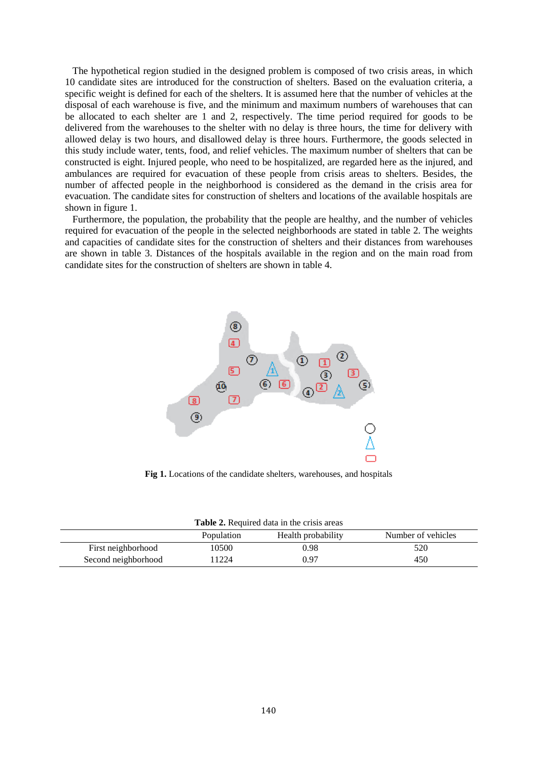The hypothetical region studied in the designed problem is composed of two crisis areas, in which 10 candidate sites are introduced for the construction of shelters. Based on the evaluation criteria, a specific weight is defined for each of the shelters. It is assumed here that the number of vehicles at the disposal of each warehouse is five, and the minimum and maximum numbers of warehouses that can be allocated to each shelter are 1 and 2, respectively. The time period required for goods to be delivered from the warehouses to the shelter with no delay is three hours, the time for delivery with allowed delay is two hours, and disallowed delay is three hours. Furthermore, the goods selected in this study include water, tents, food, and relief vehicles. The maximum number of shelters that can be constructed is eight. Injured people, who need to be hospitalized, are regarded here as the injured, and ambulances are required for evacuation of these people from crisis areas to shelters. Besides, the number of affected people in the neighborhood is considered as the demand in the crisis area for evacuation. The candidate sites for construction of shelters and locations of the available hospitals are shown in figure 1.

Furthermore, the population, the probability that the people are healthy, and the number of vehicles required for evacuation of the people in the selected neighborhoods are stated in table 2. The weights and capacities of candidate sites for the construction of shelters and their distances from warehouses are shown in table 3. Distances of the hospitals available in the region and on the main road from candidate sites for the construction of shelters are shown in table 4.

**Fig 1.** Locations of the candidate shelters, warehouses, and hospitals

**Table 2.** Required data in the crisis areas

| | Population | Health probability | Number of vehicles |
|---|---|---|---|
| First neighborhood | 10500 | 0.98 | 520 |
| Second neighborhood | 11224 | 0.97 | 450 |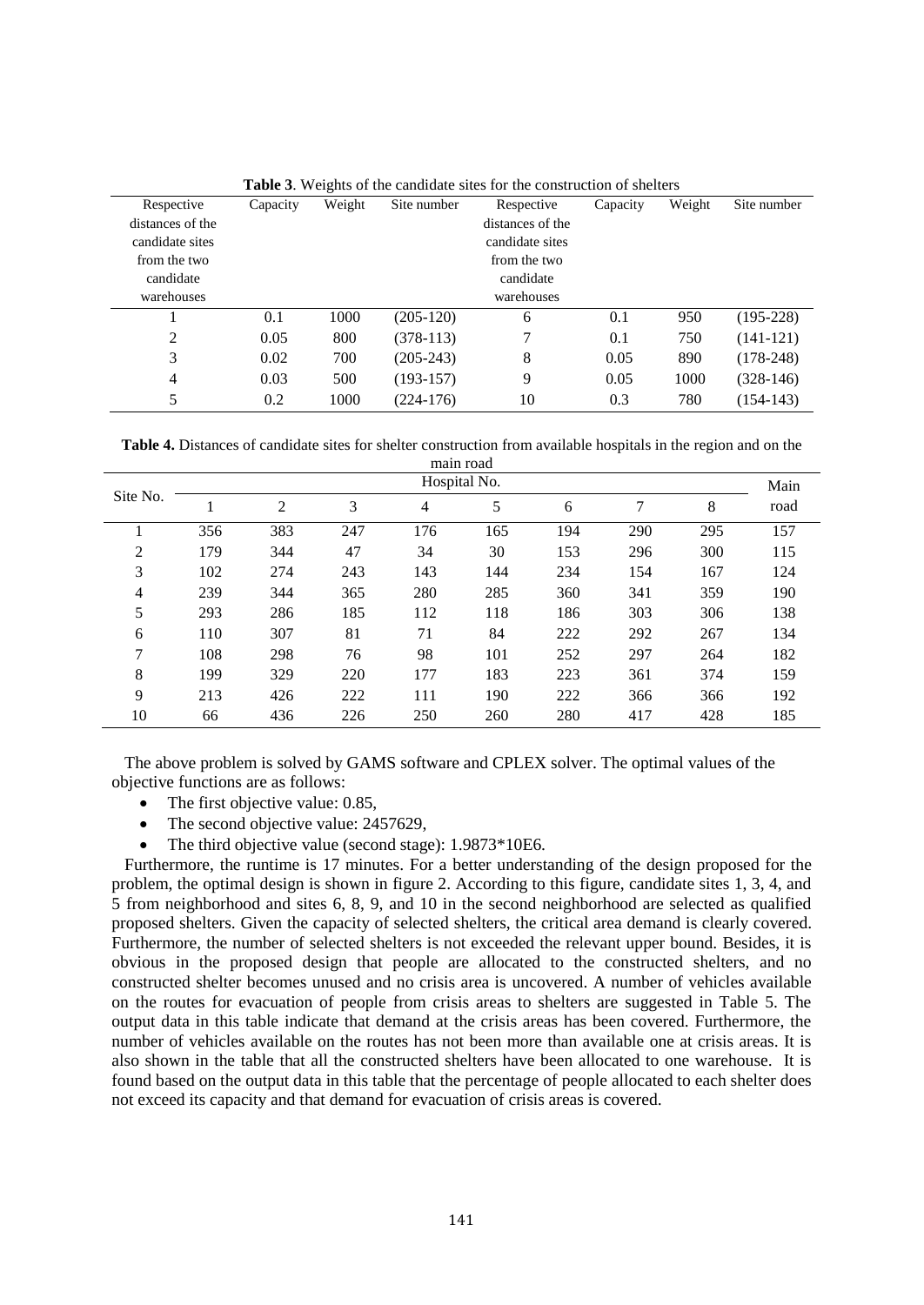**Table 3**. Weights of the candidate sites for the construction of shelters

| Respective distances of the candidate sites from the two candidate warehouses | Capacity | Weight | Site number | Respective distances of the candidate sites from the two candidate warehouses | Capacity | Weight | Site number |
|---|---|---|---|---|---|---|---|
| 1 | 0.1 | 1000 | (205-120) | 6 | 0.1 | 950 | (195-228) |
| 2 | 0.05 | 800 | (378-113) | 7 | 0.1 | 750 | (141-121) |
| 3 | 0.02 | 700 | (205-243) | 8 | 0.05 | 890 | (178-248) |
| 4 | 0.03 | 500 | (193-157) | 9 | 0.05 | 1000 | (328-146) |
| 5 | 0.2 | 1000 | (224-176) | 10 | 0.3 | 780 | (154-143) |

**Table 4.** Distances of candidate sites for shelter construction from available hospitals in the region and on the main road

| Site No. | Hospital No. | | | | | | | | Main road |
|---|---|---|---|---|---|---|---|---|---|
| | 1 | 2 | 3 | 4 | 5 | 6 | 7 | 8 | |
| 1 | 356 | 383 | 247 | 176 | 165 | 194 | 290 | 295 | 157 |
| 2 | 179 | 344 | 47 | 34 | 30 | 153 | 296 | 300 | 115 |
| 3 | 102 | 274 | 243 | 143 | 144 | 234 | 154 | 167 | 124 |
| 4 | 239 | 344 | 365 | 280 | 285 | 360 | 341 | 359 | 190 |
| 5 | 293 | 286 | 185 | 112 | 118 | 186 | 303 | 306 | 138 |
| 6 | 110 | 307 | 81 | 71 | 84 | 222 | 292 | 267 | 134 |
| 7 | 108 | 298 | 76 | 98 | 101 | 252 | 297 | 264 | 182 |
| 8 | 199 | 329 | 220 | 177 | 183 | 223 | 361 | 374 | 159 |
| 9 | 213 | 426 | 222 | 111 | 190 | 222 | 366 | 366 | 192 |
| 10 | 66 | 436 | 226 | 250 | 260 | 280 | 417 | 428 | 185 |

The above problem is solved by GAMS software and CPLEX solver. The optimal values of the objective functions are as follows:

- The first objective value: 0.85,
- The second objective value: 2457629,
- The third objective value (second stage): 1.9873*10E6.

Furthermore, the runtime is 17 minutes. For a better understanding of the design proposed for the problem, the optimal design is shown in figure 2. According to this figure, candidate sites 1, 3, 4, and 5 from neighborhood and sites 6, 8, 9, and 10 in the second neighborhood are selected as qualified proposed shelters. Given the capacity of selected shelters, the critical area demand is clearly covered. Furthermore, the number of selected shelters is not exceeded the relevant upper bound. Besides, it is obvious in the proposed design that people are allocated to the constructed shelters, and no constructed shelter becomes unused and no crisis area is uncovered. A number of vehicles available on the routes for evacuation of people from crisis areas to shelters are suggested in Table 5. The output data in this table indicate that demand at the crisis areas has been covered. Furthermore, the number of vehicles available on the routes has not been more than available one at crisis areas. It is also shown in the table that all the constructed shelters have been allocated to one warehouse. It is found based on the output data in this table that the percentage of people allocated to each shelter does not exceed its capacity and that demand for evacuation of crisis areas is covered.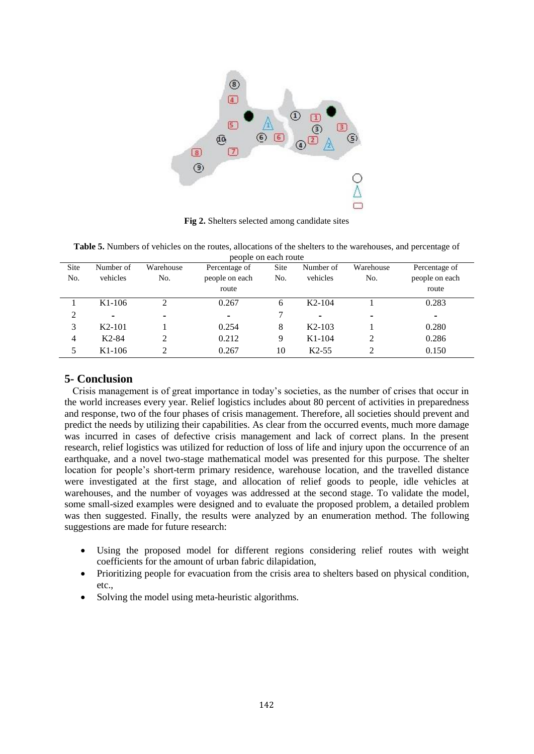**Fig 2.** Shelters selected among candidate sites

**Table 5.** Numbers of vehicles on the routes, allocations of the shelters to the warehouses, and percentage of people on each route

| Site No. | Number of vehicles | Warehouse No. | Percentage of people on each route | Site No. | Number of vehicles | Warehouse No. | Percentage of people on each route |
|---|---|---|---|---|---|---|---|
| 1 | K1-106 | 2 | 0.267 | 6 | K2-104 | 1 | 0.283 |
| 2 | - | - | - | 7 | - | - | - |
| 3 | K2-101 | 1 | 0.254 | 8 | K2-103 | 1 | 0.280 |
| 4 | K2-84 | 2 | 0.212 | 9 | K1-104 | 2 | 0.286 |
| 5 | K1-106 | 2 | 0.267 | 10 | K2-55 | 2 | 0.150 |

## 5- Conclusion

Crisis management is of great importance in today's societies, as the number of crises that occur in the world increases every year. Relief logistics includes about 80 percent of activities in preparedness and response, two of the four phases of crisis management. Therefore, all societies should prevent and predict the needs by utilizing their capabilities. As clear from the occurred events, much more damage was incurred in cases of defective crisis management and lack of correct plans. In the present research, relief logistics was utilized for reduction of loss of life and injury upon the occurrence of an earthquake, and a novel two-stage mathematical model was presented for this purpose. The shelter location for people's short-term primary residence, warehouse location, and the travelled distance were investigated at the first stage, and allocation of relief goods to people, idle vehicles at warehouses, and the number of voyages was addressed at the second stage. To validate the model, some small-sized examples were designed and to evaluate the proposed problem, a detailed problem was then suggested. Finally, the results were analyzed by an enumeration method. The following suggestions are made for future research:

- Using the proposed model for different regions considering relief routes with weight coefficients for the amount of urban fabric dilapidation,
- Prioritizing people for evacuation from the crisis area to shelters based on physical condition, etc.,
- Solving the model using meta-heuristic algorithms.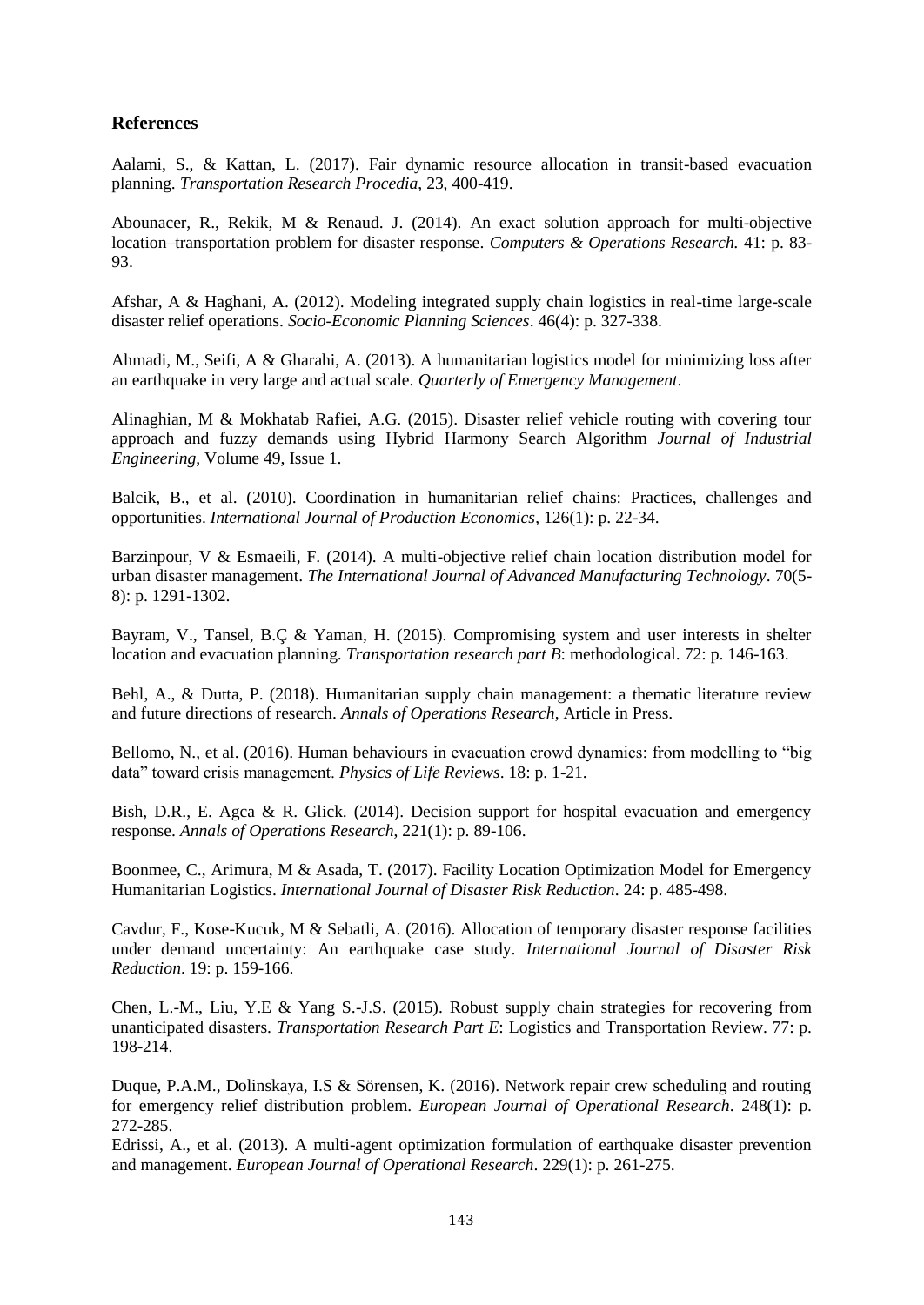## References

Aalami, S., & Kattan, L. (2017). Fair dynamic resource allocation in transit-based evacuation planning. *Transportation Research Procedia*, 23, 400-419.

Abounacer, R., Rekik, M & Renaud. J. (2014). An exact solution approach for multi-objective location–transportation problem for disaster response. *Computers & Operations Research.* 41: p. 83-93.

Afshar, A & Haghani, A. (2012). Modeling integrated supply chain logistics in real-time large-scale disaster relief operations. *Socio-Economic Planning Sciences*. 46(4): p. 327-338.

Ahmadi, M., Seifi, A & Gharahi, A. (2013). A humanitarian logistics model for minimizing loss after an earthquake in very large and actual scale. *Quarterly of Emergency Management*.

Alinaghian, M & Mokhatab Rafiei, A.G. (2015). Disaster relief vehicle routing with covering tour approach and fuzzy demands using Hybrid Harmony Search Algorithm *Journal of Industrial Engineering*, Volume 49, Issue 1.

Balcik, B., et al. (2010). Coordination in humanitarian relief chains: Practices, challenges and opportunities. *International Journal of Production Economics*, 126(1): p. 22-34.

Barzinpour, V & Esmaeili, F. (2014). A multi-objective relief chain location distribution model for urban disaster management. *The International Journal of Advanced Manufacturing Technology*. 70(5-8): p. 1291-1302.

Bayram, V., Tansel, B.Ç & Yaman, H. (2015). Compromising system and user interests in shelter location and evacuation planning. *Transportation research part B*: methodological. 72: p. 146-163.

Behl, A., & Dutta, P. (2018). Humanitarian supply chain management: a thematic literature review and future directions of research. *Annals of Operations Research*, Article in Press.

Bellomo, N., et al. (2016). Human behaviours in evacuation crowd dynamics: from modelling to "big data" toward crisis management. *Physics of Life Reviews*. 18: p. 1-21.

Bish, D.R., E. Agca & R. Glick. (2014). Decision support for hospital evacuation and emergency response. *Annals of Operations Research*, 221(1): p. 89-106.

Boonmee, C., Arimura, M & Asada, T. (2017). Facility Location Optimization Model for Emergency Humanitarian Logistics. *International Journal of Disaster Risk Reduction*. 24: p. 485-498.

Cavdur, F., Kose-Kucuk, M & Sebatli, A. (2016). Allocation of temporary disaster response facilities under demand uncertainty: An earthquake case study. *International Journal of Disaster Risk Reduction*. 19: p. 159-166.

Chen, L.-M., Liu, Y.E & Yang S.-J.S. (2015). Robust supply chain strategies for recovering from unanticipated disasters. *Transportation Research Part E*: Logistics and Transportation Review. 77: p. 198-214.

Duque, P.A.M., Dolinskaya, I.S & Sörensen, K. (2016). Network repair crew scheduling and routing for emergency relief distribution problem. *European Journal of Operational Research*. 248(1): p. 272-285.

Edrissi, A., et al. (2013). A multi-agent optimization formulation of earthquake disaster prevention and management. *European Journal of Operational Research*. 229(1): p. 261-275.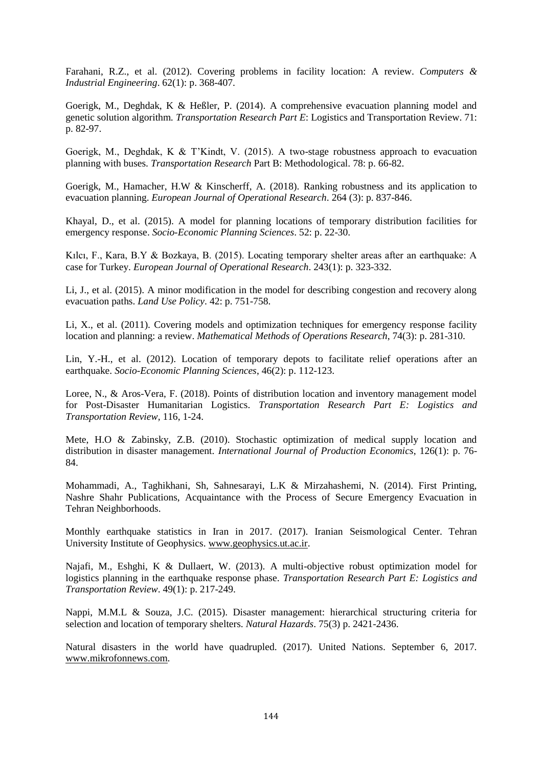Farahani, R.Z., et al. (2012). Covering problems in facility location: A review. *Computers & Industrial Engineering*. 62(1): p. 368-407.

Goerigk, M., Deghdak, K & Heßler, P. (2014). A comprehensive evacuation planning model and genetic solution algorithm. *Transportation Research Part E*: Logistics and Transportation Review. 71: p. 82-97.

Goerigk, M., Deghdak, K & T'Kindt, V. (2015). A two-stage robustness approach to evacuation planning with buses. *Transportation Research* Part B: Methodological. 78: p. 66-82.

Goerigk, M., Hamacher, H.W & Kinscherff, A. (2018). Ranking robustness and its application to evacuation planning. *European Journal of Operational Research*. 264 (3): p. 837-846.

Khayal, D., et al. (2015). A model for planning locations of temporary distribution facilities for emergency response. *Socio-Economic Planning Sciences*. 52: p. 22-30.

Kılcı, F., Kara, B.Y & Bozkaya, B. (2015). Locating temporary shelter areas after an earthquake: A case for Turkey. *European Journal of Operational Research*. 243(1): p. 323-332.

Li, J., et al. (2015). A minor modification in the model for describing congestion and recovery along evacuation paths. *Land Use Policy*. 42: p. 751-758.

Li, X., et al. (2011). Covering models and optimization techniques for emergency response facility location and planning: a review. *Mathematical Methods of Operations Research*, 74(3): p. 281-310.

Lin, Y.-H., et al. (2012). Location of temporary depots to facilitate relief operations after an earthquake. *Socio-Economic Planning Sciences*, 46(2): p. 112-123.

Loree, N., & Aros-Vera, F. (2018). Points of distribution location and inventory management model for Post-Disaster Humanitarian Logistics. *Transportation Research Part E: Logistics and Transportation Review*, 116, 1-24.

Mete, H.O & Zabinsky, Z.B. (2010). Stochastic optimization of medical supply location and distribution in disaster management. *International Journal of Production Economics*, 126(1): p. 76-84.

Mohammadi, A., Taghikhani, Sh, Sahnesarayi, L.K & Mirzahashemi, N. (2014). First Printing, Nashre Shahr Publications, Acquaintance with the Process of Secure Emergency Evacuation in Tehran Neighborhoods.

Monthly earthquake statistics in Iran in 2017. (2017). Iranian Seismological Center. Tehran University Institute of Geophysics. www.geophysics.ut.ac.ir.

Najafi, M., Eshghi, K & Dullaert, W. (2013). A multi-objective robust optimization model for logistics planning in the earthquake response phase. *Transportation Research Part E: Logistics and Transportation Review*. 49(1): p. 217-249.

Nappi, M.M.L & Souza, J.C. (2015). Disaster management: hierarchical structuring criteria for selection and location of temporary shelters. *Natural Hazards*. 75(3) p. 2421-2436.

Natural disasters in the world have quadrupled. (2017). United Nations. September 6, 2017. www.mikrofonnews.com.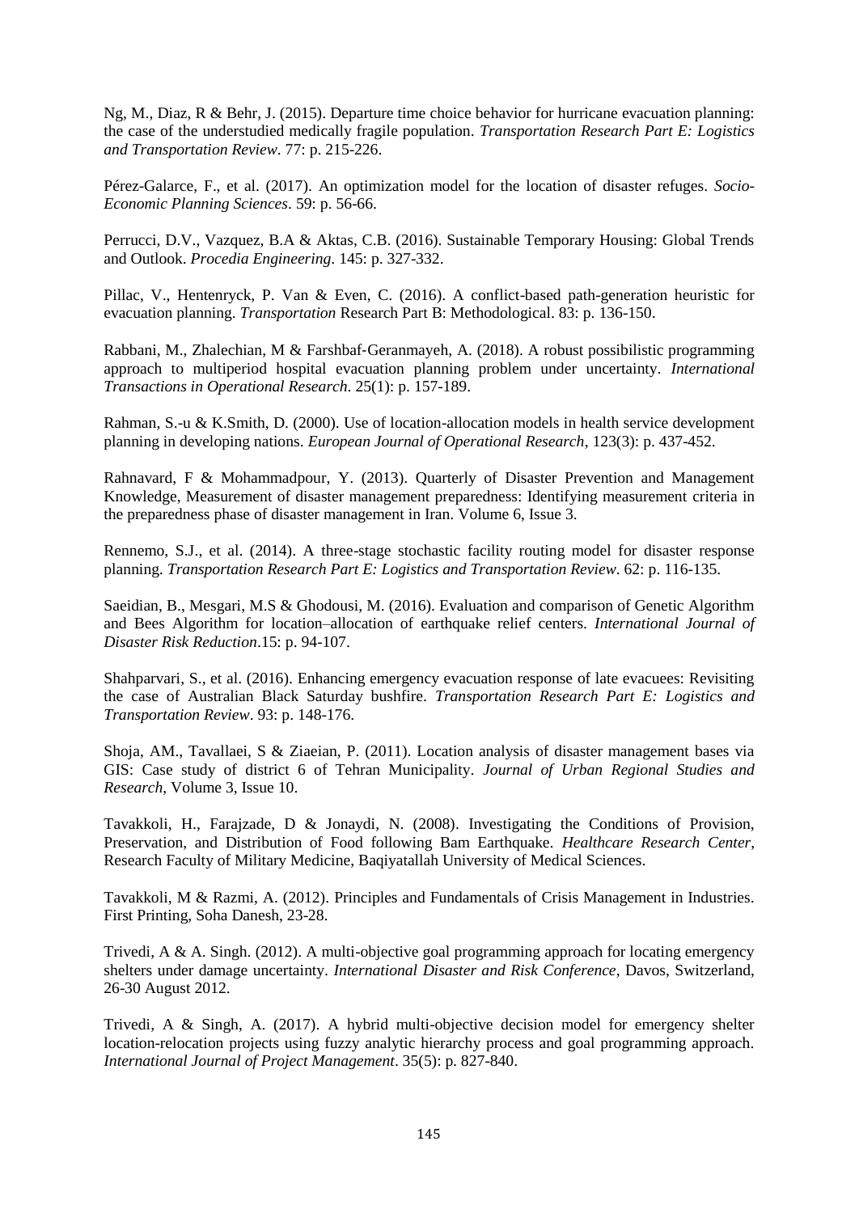Ng, M., Diaz, R & Behr, J. (2015). Departure time choice behavior for hurricane evacuation planning: the case of the understudied medically fragile population. *Transportation Research Part E: Logistics and Transportation Review*. 77: p. 215-226.

Pérez-Galarce, F., et al. (2017). An optimization model for the location of disaster refuges. *Socio-Economic Planning Sciences*. 59: p. 56-66.

Perrucci, D.V., Vazquez, B.A & Aktas, C.B. (2016). Sustainable Temporary Housing: Global Trends and Outlook. *Procedia Engineering*. 145: p. 327-332.

Pillac, V., Hentenryck, P. Van & Even, C. (2016). A conflict-based path-generation heuristic for evacuation planning. *Transportation* Research Part B: Methodological. 83: p. 136-150.

Rabbani, M., Zhalechian, M & Farshbaf-Geranmayeh, A. (2018). A robust possibilistic programming approach to multiperiod hospital evacuation planning problem under uncertainty. *International Transactions in Operational Research*. 25(1): p. 157-189.

Rahman, S.-u & K.Smith, D. (2000). Use of location-allocation models in health service development planning in developing nations. *European Journal of Operational Research*, 123(3): p. 437-452.

Rahnavard, F & Mohammadpour, Y. (2013). Quarterly of Disaster Prevention and Management Knowledge, Measurement of disaster management preparedness: Identifying measurement criteria in the preparedness phase of disaster management in Iran. Volume 6, Issue 3.

Rennemo, S.J., et al. (2014). A three-stage stochastic facility routing model for disaster response planning. *Transportation Research Part E: Logistics and Transportation Review*. 62: p. 116-135.

Saeidian, B., Mesgari, M.S & Ghodousi, M. (2016). Evaluation and comparison of Genetic Algorithm and Bees Algorithm for location–allocation of earthquake relief centers. *International Journal of Disaster Risk Reduction*.15: p. 94-107.

Shahparvari, S., et al. (2016). Enhancing emergency evacuation response of late evacuees: Revisiting the case of Australian Black Saturday bushfire. *Transportation Research Part E: Logistics and Transportation Review*. 93: p. 148-176.

Shoja, AM., Tavallaei, S & Ziaeian, P. (2011). Location analysis of disaster management bases via GIS: Case study of district 6 of Tehran Municipality. *Journal of Urban Regional Studies and Research*, Volume 3, Issue 10.

Tavakkoli, H., Farajzade, D & Jonaydi, N. (2008). Investigating the Conditions of Provision, Preservation, and Distribution of Food following Bam Earthquake. *Healthcare Research Center*, Research Faculty of Military Medicine, Baqiyatallah University of Medical Sciences.

Tavakkoli, M & Razmi, A. (2012). Principles and Fundamentals of Crisis Management in Industries. First Printing, Soha Danesh, 23-28.

Trivedi, A & A. Singh. (2012). A multi-objective goal programming approach for locating emergency shelters under damage uncertainty. *International Disaster and Risk Conference*, Davos, Switzerland, 26-30 August 2012.

Trivedi, A & Singh, A. (2017). A hybrid multi-objective decision model for emergency shelter location-relocation projects using fuzzy analytic hierarchy process and goal programming approach. *International Journal of Project Management*. 35(5): p. 827-840.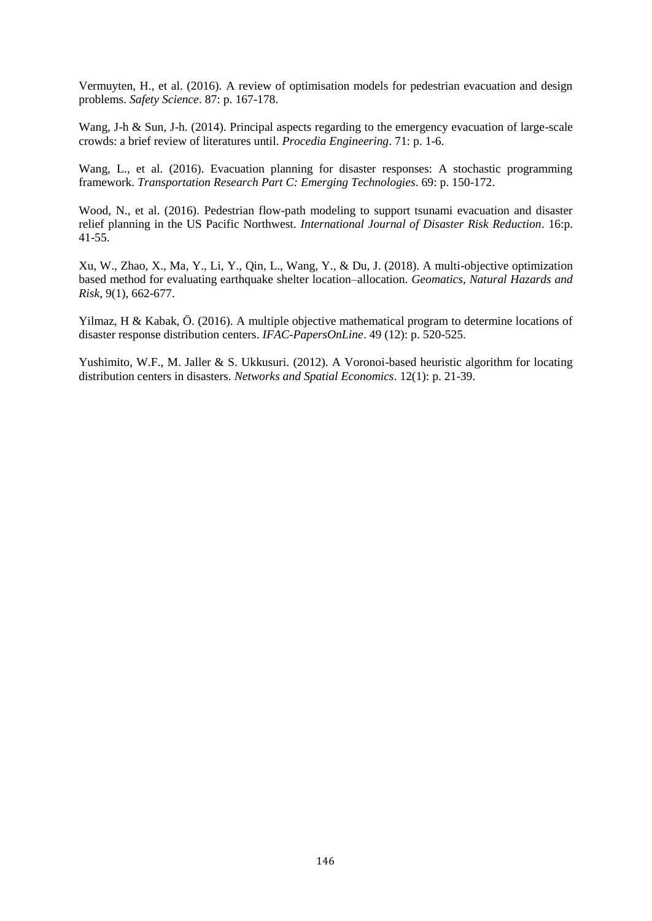Vermuyten, H., et al. (2016). A review of optimisation models for pedestrian evacuation and design problems. *Safety Science*. 87: p. 167-178.

Wang, J-h & Sun, J-h. (2014). Principal aspects regarding to the emergency evacuation of large-scale crowds: a brief review of literatures until. *Procedia Engineering*. 71: p. 1-6.

Wang, L., et al. (2016). Evacuation planning for disaster responses: A stochastic programming framework. *Transportation Research Part C: Emerging Technologies*. 69: p. 150-172.

Wood, N., et al. (2016). Pedestrian flow-path modeling to support tsunami evacuation and disaster relief planning in the US Pacific Northwest. *International Journal of Disaster Risk Reduction*. 16:p. 41-55.

Xu, W., Zhao, X., Ma, Y., Li, Y., Qin, L., Wang, Y., & Du, J. (2018). A multi-objective optimization based method for evaluating earthquake shelter location–allocation. *Geomatics, Natural Hazards and Risk*, 9(1), 662-677.

Yilmaz, H & Kabak, Ö. (2016). A multiple objective mathematical program to determine locations of disaster response distribution centers. *IFAC-PapersOnLine*. 49 (12): p. 520-525.

Yushimito, W.F., M. Jaller & S. Ukkusuri. (2012). A Voronoi-based heuristic algorithm for locating distribution centers in disasters. *Networks and Spatial Economics*. 12(1): p. 21-39.